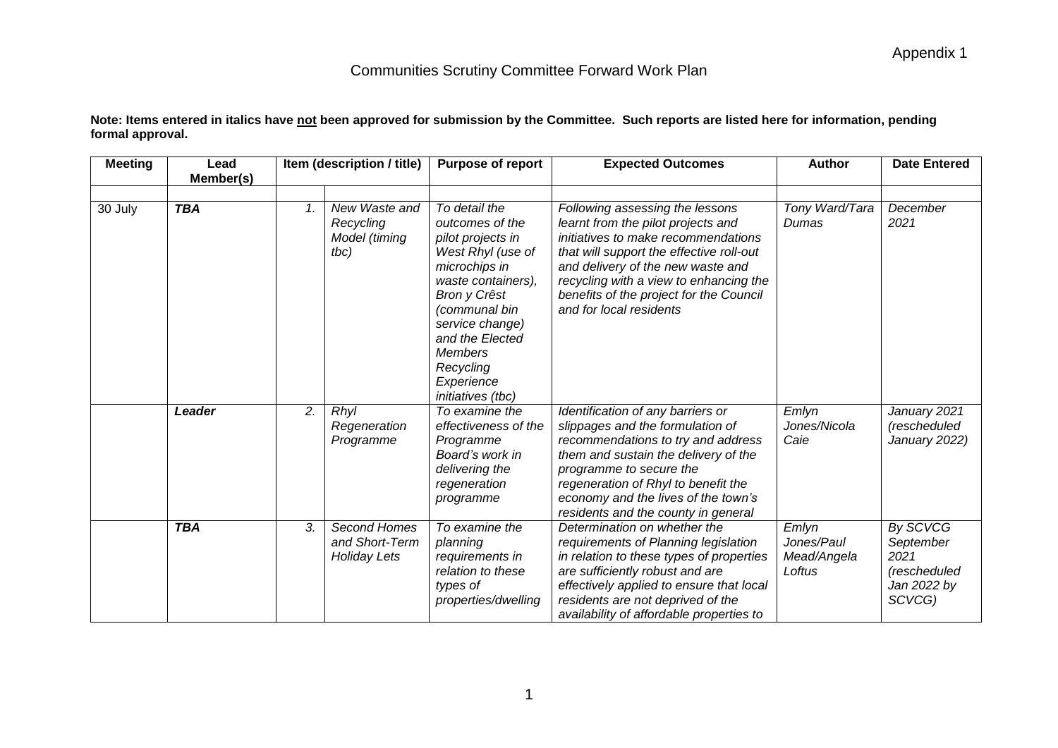Appendix 1

# Communities Scrutiny Committee Forward Work Plan

**Note: Items entered in italics have not been approved for submission by the Committee. Such reports are listed here for information, pending formal approval.**

| Meeting | Lead Member(s) | Item (description / title) | | Purpose of report | Expected Outcomes | Author | Date Entered |
|---|---|---|---|---|---|---|---|
| | | | | | | | |
| 30 July | ***TBA*** | *1.* | *New Waste and Recycling Model (timing tbc)* | *To detail the outcomes of the pilot projects in West Rhyl (use of microchips in waste containers), Bron y Crêst (communal bin service change) and the Elected Members Recycling Experience initiatives (tbc)* | *Following assessing the lessons learnt from the pilot projects and initiatives to make recommendations that will support the effective roll-out and delivery of the new waste and recycling with a view to enhancing the benefits of the project for the Council and for local residents* | *Tony Ward/Tara Dumas* | *December 2021* |
| | ***Leader*** | *2.* | *Rhyl Regeneration Programme* | *To examine the effectiveness of the Programme Board's work in delivering the regeneration programme* | *Identification of any barriers or slippages and the formulation of recommendations to try and address them and sustain the delivery of the programme to secure the regeneration of Rhyl to benefit the economy and the lives of the town's residents and the county in general* | *Emlyn Jones/Nicola Caie* | *January 2021 (rescheduled January 2022)* |
| | ***TBA*** | *3.* | *Second Homes and Short-Term Holiday Lets* | *To examine the planning requirements in relation to these types of properties/dwelling* | *Determination on whether the requirements of Planning legislation in relation to these types of properties are sufficiently robust and are effectively applied to ensure that local residents are not deprived of the availability of affordable properties to* | *Emlyn Jones/Paul Mead/Angela Loftus* | *By SCVCG September 2021 (rescheduled Jan 2022 by SCVCG)* |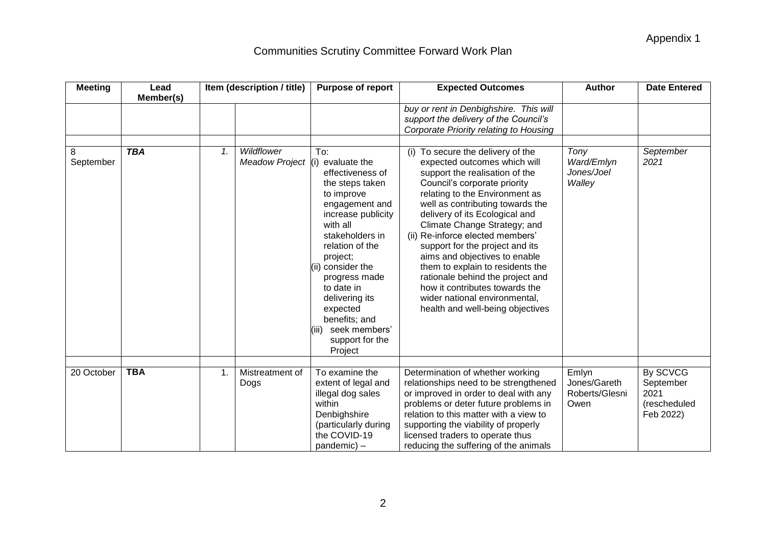Appendix 1

# Communities Scrutiny Committee Forward Work Plan

| Meeting | Lead Member(s) | Item (description / title) | | Purpose of report | Expected Outcomes | Author | Date Entered |
|---|---|---|---|---|---|---|---|
| | | | | | *buy or rent in Denbighshire. This will support the delivery of the Council's Corporate Priority relating to Housing* | | |
| | | | | | | | |
| 8 September | ***TBA*** | *1.* | *Wildflower Meadow Project* | To: (i) evaluate the effectiveness of the steps taken to improve engagement and increase publicity with all stakeholders in relation of the project; (ii) consider the progress made to date in delivering its expected benefits; and (iii) seek members' support for the Project | (i) To secure the delivery of the expected outcomes which will support the realisation of the Council's corporate priority relating to the Environment as well as contributing towards the delivery of its Ecological and Climate Change Strategy; and (ii) Re-inforce elected members' support for the project and its aims and objectives to enable them to explain to residents the rationale behind the project and how it contributes towards the wider national environmental, health and well-being objectives | *Tony Ward/Emlyn Jones/Joel Walley* | *September 2021* |
| | | | | | | | |
| 20 October | **TBA** | 1. | Mistreatment of Dogs | To examine the extent of legal and illegal dog sales within Denbighshire (particularly during the COVID-19 pandemic) – | Determination of whether working relationships need to be strengthened or improved in order to deal with any problems or deter future problems in relation to this matter with a view to supporting the viability of properly licensed traders to operate thus reducing the suffering of the animals | Emlyn Jones/Gareth Roberts/Glesni Owen | By SCVCG September 2021 (rescheduled Feb 2022) |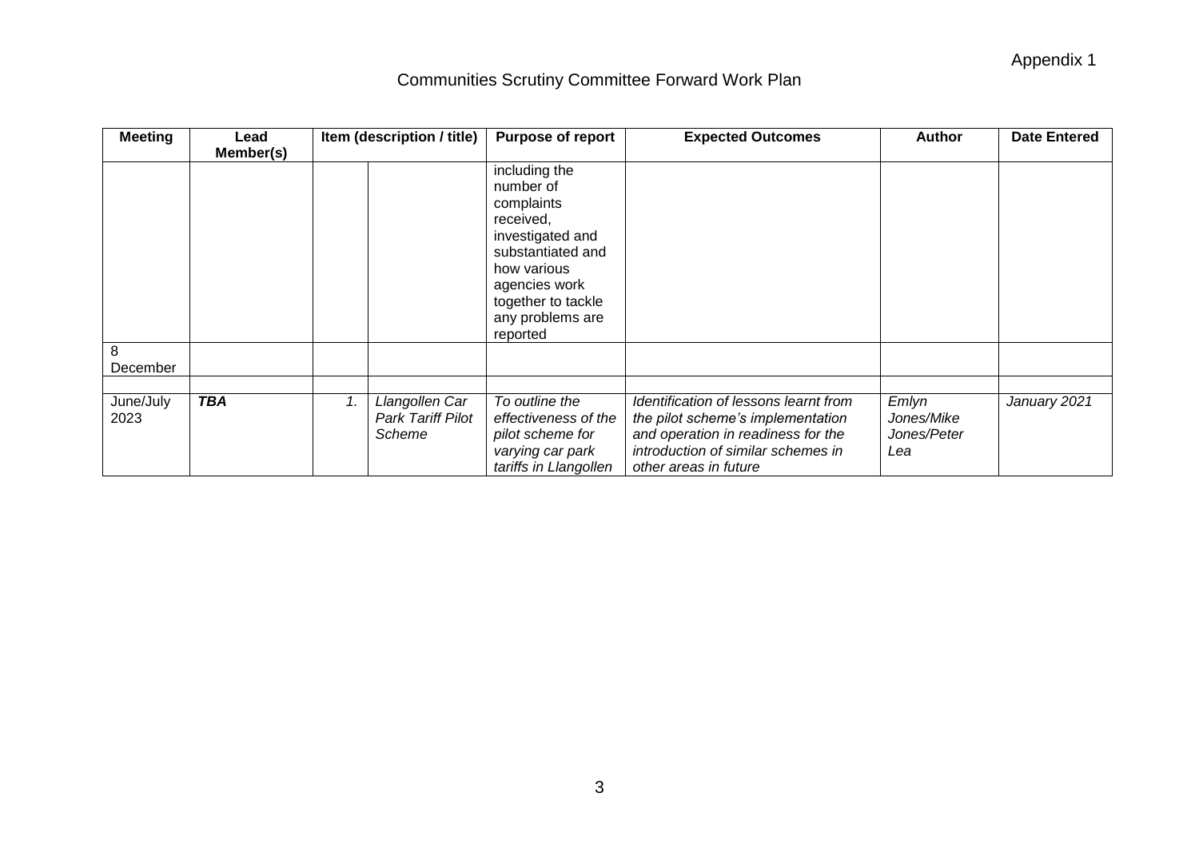Appendix 1

Communities Scrutiny Committee Forward Work Plan

| Meeting | Lead Member(s) | Item (description / title) | | Purpose of report | Expected Outcomes | Author | Date Entered |
|---|---|---|---|---|---|---|---|
| | | | | including the number of complaints received, investigated and substantiated and how various agencies work together to tackle any problems are reported | | | |
| 8 December | | | | | | | |
| | | | | | | | |
| June/July 2023 | ***TBA*** | *1.* | *Llangollen Car Park Tariff Pilot Scheme* | *To outline the effectiveness of the pilot scheme for varying car park tariffs in Llangollen* | *Identification of lessons learnt from the pilot scheme's implementation and operation in readiness for the introduction of similar schemes in other areas in future* | *Emlyn Jones/Mike Jones/Peter Lea* | *January 2021* |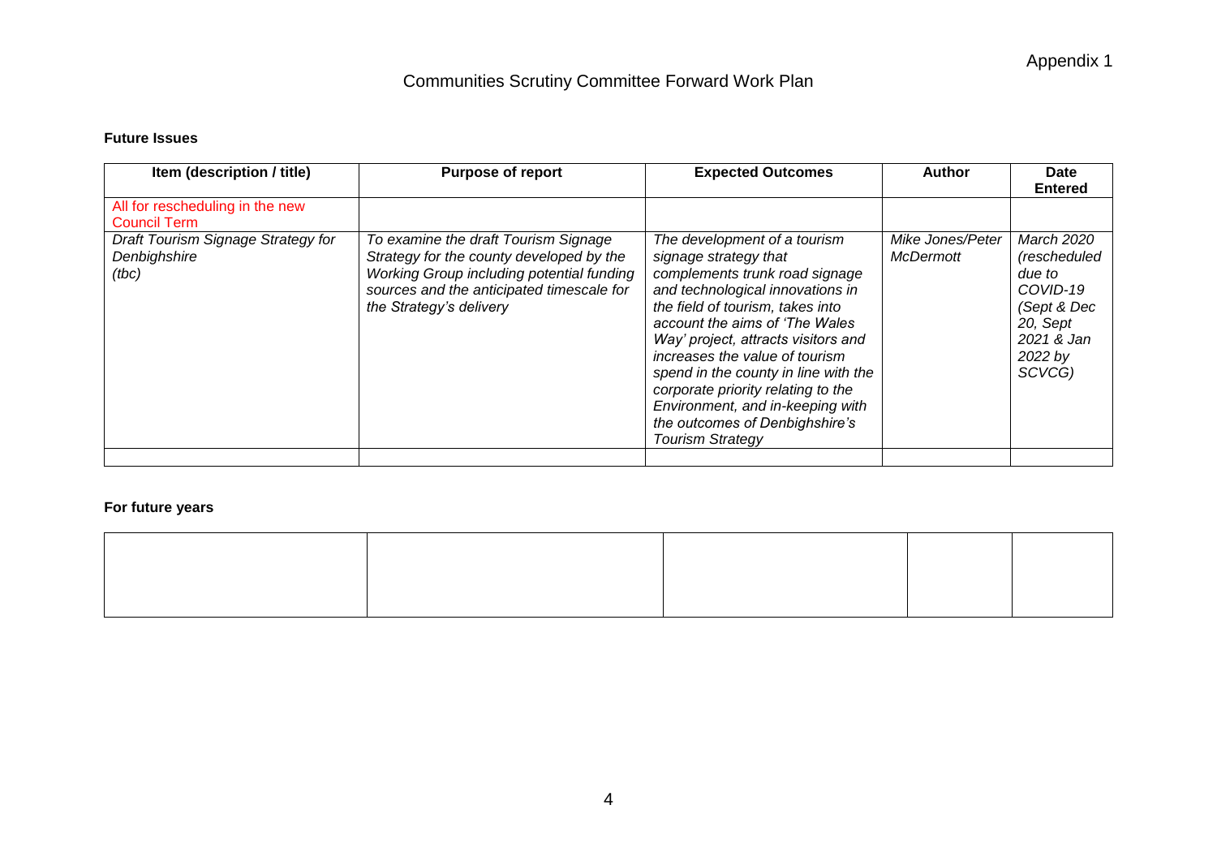Appendix 1

# Communities Scrutiny Committee Forward Work Plan

**Future Issues**

| Item (description / title) | Purpose of report | Expected Outcomes | Author | Date Entered |
|---|---|---|---|---|
| All for rescheduling in the new Council Term | | | | |
| *Draft Tourism Signage Strategy for Denbighshire (tbc)* | *To examine the draft Tourism Signage Strategy for the county developed by the Working Group including potential funding sources and the anticipated timescale for the Strategy's delivery* | *The development of a tourism signage strategy that complements trunk road signage and technological innovations in the field of tourism, takes into account the aims of 'The Wales Way' project, attracts visitors and increases the value of tourism spend in the county in line with the corporate priority relating to the Environment, and in-keeping with the outcomes of Denbighshire's Tourism Strategy* | *Mike Jones/Peter McDermott* | *March 2020 (rescheduled due to COVID-19 (Sept & Dec 20, Sept 2021 & Jan 2022 by SCVCG)* |
| | | | | |

**For future years**

| | | | | |
|---|---|---|---|---|
| | | | | |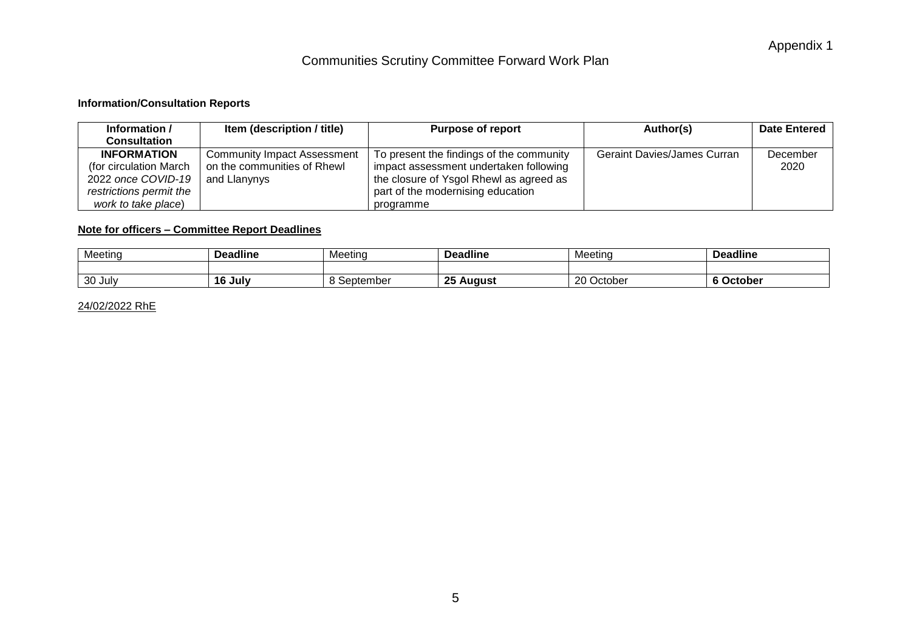Appendix 1

# Communities Scrutiny Committee Forward Work Plan

**Information/Consultation Reports**

| Information / Consultation | Item (description / title) | Purpose of report | Author(s) | Date Entered |
|---|---|---|---|---|
| **INFORMATION** (for circulation March 2022 *once COVID-19 restrictions permit the work to take place*) | Community Impact Assessment on the communities of Rhewl and Llanynys | To present the findings of the community impact assessment undertaken following the closure of Ysgol Rhewl as agreed as part of the modernising education programme | Geraint Davies/James Curran | December 2020 |

**Note for officers – Committee Report Deadlines**

| Meeting | **Deadline** | Meeting | **Deadline** | Meeting | **Deadline** |
|---|---|---|---|---|---|
| | | | | | |
| 30 July | **16 July** | 8 September | **25 August** | 20 October | **6 October** |

24/02/2022 RhE